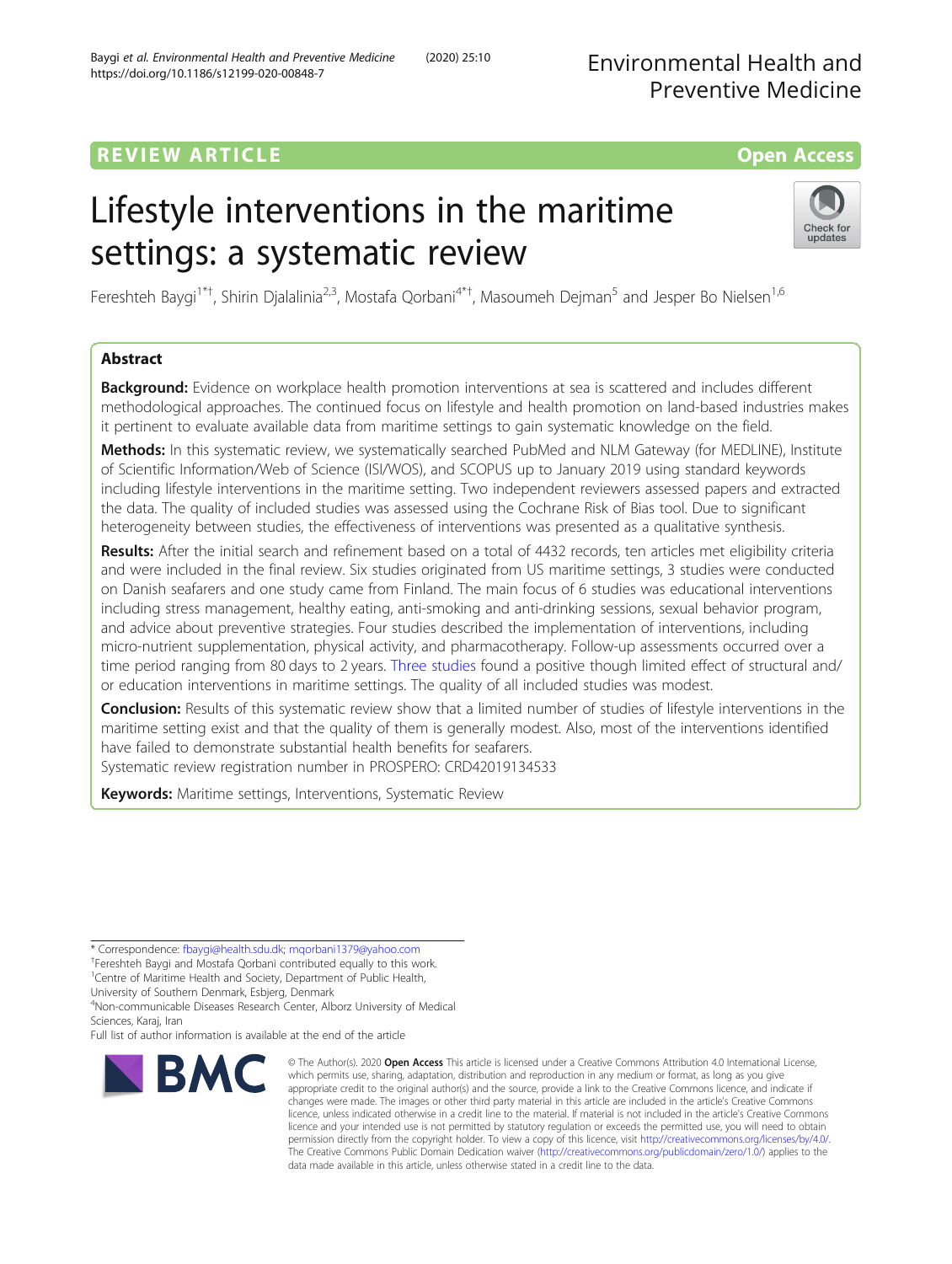REVIEW ARTICLE

Open Access

# Lifestyle interventions in the maritime settings: a systematic review

Fereshteh Baygi[1*†], Shirin Djalalinia[2,3], Mostafa Qorbani[4*†], Masoumeh Dejman[5] and Jesper Bo Nielsen[1,6]

## Abstract

**Background:** Evidence on workplace health promotion interventions at sea is scattered and includes different methodological approaches. The continued focus on lifestyle and health promotion on land-based industries makes it pertinent to evaluate available data from maritime settings to gain systematic knowledge on the field.

**Methods:** In this systematic review, we systematically searched PubMed and NLM Gateway (for MEDLINE), Institute of Scientific Information/Web of Science (ISI/WOS), and SCOPUS up to January 2019 using standard keywords including lifestyle interventions in the maritime setting. Two independent reviewers assessed papers and extracted the data. The quality of included studies was assessed using the Cochrane Risk of Bias tool. Due to significant heterogeneity between studies, the effectiveness of interventions was presented as a qualitative synthesis.

**Results:** After the initial search and refinement based on a total of 4432 records, ten articles met eligibility criteria and were included in the final review. Six studies originated from US maritime settings, 3 studies were conducted on Danish seafarers and one study came from Finland. The main focus of 6 studies was educational interventions including stress management, healthy eating, anti-smoking and anti-drinking sessions, sexual behavior program, and advice about preventive strategies. Four studies described the implementation of interventions, including micro-nutrient supplementation, physical activity, and pharmacotherapy. Follow-up assessments occurred over a time period ranging from 80 days to 2 years. Three studies found a positive though limited effect of structural and/or education interventions in maritime settings. The quality of all included studies was modest.

**Conclusion:** Results of this systematic review show that a limited number of studies of lifestyle interventions in the maritime setting exist and that the quality of them is generally modest. Also, most of the interventions identified have failed to demonstrate substantial health benefits for seafarers.

Systematic review registration number in PROSPERO: CRD42019134533

**Keywords:** Maritime settings, Interventions, Systematic Review

---

* Correspondence: fbaygi@health.sdu.dk; mqorbani1379@yahoo.com

†Fereshteh Baygi and Mostafa Qorbani contributed equally to this work.

[1]Centre of Maritime Health and Society, Department of Public Health, University of Southern Denmark, Esbjerg, Denmark

[4]Non-communicable Diseases Research Center, Alborz University of Medical Sciences, Karaj, Iran

Full list of author information is available at the end of the article

© The Author(s). 2020 **Open Access** This article is licensed under a Creative Commons Attribution 4.0 International License, which permits use, sharing, adaptation, distribution and reproduction in any medium or format, as long as you give appropriate credit to the original author(s) and the source, provide a link to the Creative Commons licence, and indicate if changes were made. The images or other third party material in this article are included in the article's Creative Commons licence, unless indicated otherwise in a credit line to the material. If material is not included in the article's Creative Commons licence and your intended use is not permitted by statutory regulation or exceeds the permitted use, you will need to obtain permission directly from the copyright holder. To view a copy of this licence, visit http://creativecommons.org/licenses/by/4.0/. The Creative Commons Public Domain Dedication waiver (http://creativecommons.org/publicdomain/zero/1.0/) applies to the data made available in this article, unless otherwise stated in a credit line to the data.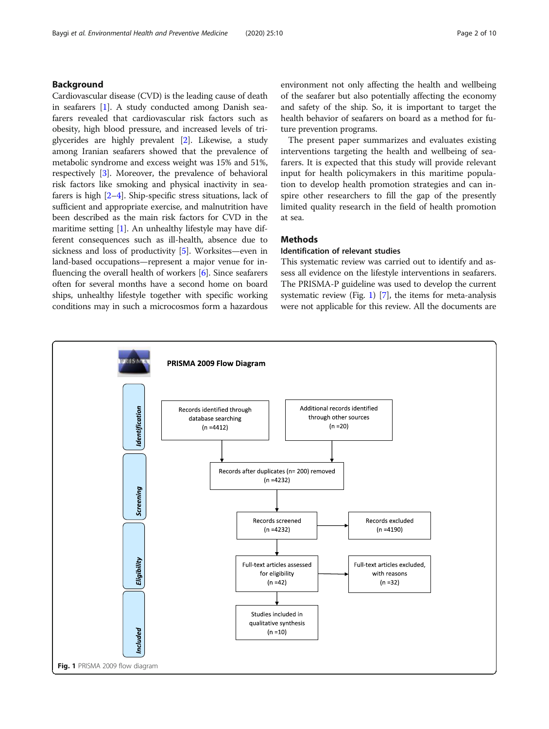## Background

Cardiovascular disease (CVD) is the leading cause of death in seafarers [1]. A study conducted among Danish seafarers revealed that cardiovascular risk factors such as obesity, high blood pressure, and increased levels of triglycerides are highly prevalent [2]. Likewise, a study among Iranian seafarers showed that the prevalence of metabolic syndrome and excess weight was 15% and 51%, respectively [3]. Moreover, the prevalence of behavioral risk factors like smoking and physical inactivity in seafarers is high [2–4]. Ship-specific stress situations, lack of sufficient and appropriate exercise, and malnutrition have been described as the main risk factors for CVD in the maritime setting [1]. An unhealthy lifestyle may have different consequences such as ill-health, absence due to sickness and loss of productivity [5]. Worksites—even in land-based occupations—represent a major venue for influencing the overall health of workers [6]. Since seafarers often for several months have a second home on board ships, unhealthy lifestyle together with specific working conditions may in such a microcosmos form a hazardous environment not only affecting the health and wellbeing of the seafarer but also potentially affecting the economy and safety of the ship. So, it is important to target the health behavior of seafarers on board as a method for future prevention programs.

The present paper summarizes and evaluates existing interventions targeting the health and wellbeing of seafarers. It is expected that this study will provide relevant input for health policymakers in this maritime population to develop health promotion strategies and can inspire other researchers to fill the gap of the presently limited quality research in the field of health promotion at sea.

## Methods

### Identification of relevant studies

This systematic review was carried out to identify and assess all evidence on the lifestyle interventions in seafarers. The PRISMA-P guideline was used to develop the current systematic review (Fig. 1) [7], the items for meta-analysis were not applicable for this review. All the documents are

**PRISMA 2009 Flow Diagram**

- Identification:
  - Records identified through database searching (n =4412)
  - Additional records identified through other sources (n =20)
- Screening:
  - Records after duplicates (n= 200) removed (n =4232)
  - Records screened (n =4232) → Records excluded (n =4190)
- Eligibility:
  - Full-text articles assessed for eligibility (n =42) → Full-text articles excluded, with reasons (n =32)
- Included:
  - Studies included in qualitative synthesis (n =10)

**Fig. 1** PRISMA 2009 flow diagram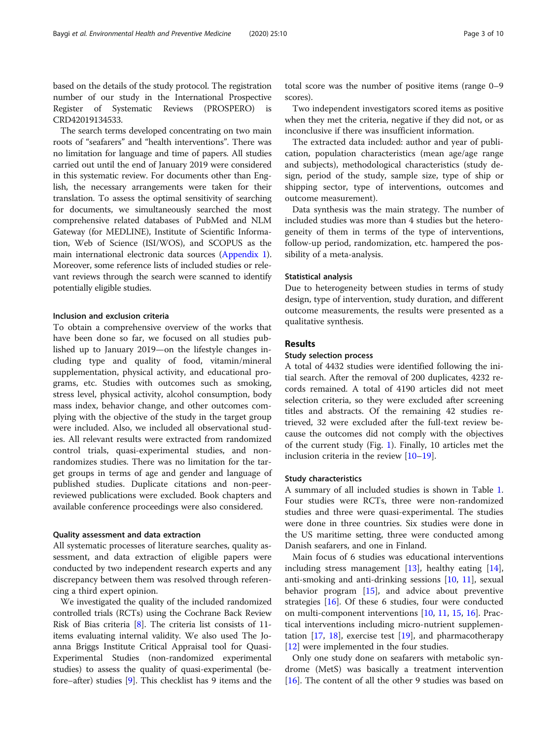based on the details of the study protocol. The registration number of our study in the International Prospective Register of Systematic Reviews (PROSPERO) is CRD42019134533.

The search terms developed concentrating on two main roots of "seafarers" and "health interventions". There was no limitation for language and time of papers. All studies carried out until the end of January 2019 were considered in this systematic review. For documents other than English, the necessary arrangements were taken for their translation. To assess the optimal sensitivity of searching for documents, we simultaneously searched the most comprehensive related databases of PubMed and NLM Gateway (for MEDLINE), Institute of Scientific Information, Web of Science (ISI/WOS), and SCOPUS as the main international electronic data sources (Appendix 1). Moreover, some reference lists of included studies or relevant reviews through the search were scanned to identify potentially eligible studies.

### Inclusion and exclusion criteria

To obtain a comprehensive overview of the works that have been done so far, we focused on all studies published up to January 2019—on the lifestyle changes including type and quality of food, vitamin/mineral supplementation, physical activity, and educational programs, etc. Studies with outcomes such as smoking, stress level, physical activity, alcohol consumption, body mass index, behavior change, and other outcomes complying with the objective of the study in the target group were included. Also, we included all observational studies. All relevant results were extracted from randomized control trials, quasi-experimental studies, and non-randomizes studies. There was no limitation for the target groups in terms of age and gender and language of published studies. Duplicate citations and non-peer-reviewed publications were excluded. Book chapters and available conference proceedings were also considered.

### Quality assessment and data extraction

All systematic processes of literature searches, quality assessment, and data extraction of eligible papers were conducted by two independent research experts and any discrepancy between them was resolved through referencing a third expert opinion.

We investigated the quality of the included randomized controlled trials (RCTs) using the Cochrane Back Review Risk of Bias criteria [8]. The criteria list consists of 11-items evaluating internal validity. We also used The Joanna Briggs Institute Critical Appraisal tool for Quasi-Experimental Studies (non-randomized experimental studies) to assess the quality of quasi-experimental (before–after) studies [9]. This checklist has 9 items and the total score was the number of positive items (range 0–9 scores).

Two independent investigators scored items as positive when they met the criteria, negative if they did not, or as inconclusive if there was insufficient information.

The extracted data included: author and year of publication, population characteristics (mean age/age range and subjects), methodological characteristics (study design, period of the study, sample size, type of ship or shipping sector, type of interventions, outcomes and outcome measurement).

Data synthesis was the main strategy. The number of included studies was more than 4 studies but the heterogeneity of them in terms of the type of interventions, follow-up period, randomization, etc. hampered the possibility of a meta-analysis.

### Statistical analysis

Due to heterogeneity between studies in terms of study design, type of intervention, study duration, and different outcome measurements, the results were presented as a qualitative synthesis.

## Results

### Study selection process

A total of 4432 studies were identified following the initial search. After the removal of 200 duplicates, 4232 records remained. A total of 4190 articles did not meet selection criteria, so they were excluded after screening titles and abstracts. Of the remaining 42 studies retrieved, 32 were excluded after the full-text review because the outcomes did not comply with the objectives of the current study (Fig. 1). Finally, 10 articles met the inclusion criteria in the review [10–19].

### Study characteristics

A summary of all included studies is shown in Table 1. Four studies were RCTs, three were non-randomized studies and three were quasi-experimental. The studies were done in three countries. Six studies were done in the US maritime setting, three were conducted among Danish seafarers, and one in Finland.

Main focus of 6 studies was educational interventions including stress management [13], healthy eating [14], anti-smoking and anti-drinking sessions [10, 11], sexual behavior program [15], and advice about preventive strategies [16]. Of these 6 studies, four were conducted on multi-component interventions [10, 11, 15, 16]. Practical interventions including micro-nutrient supplementation [17, 18], exercise test [19], and pharmacotherapy [12] were implemented in the four studies.

Only one study done on seafarers with metabolic syndrome (MetS) was basically a treatment intervention [16]. The content of all the other 9 studies was based on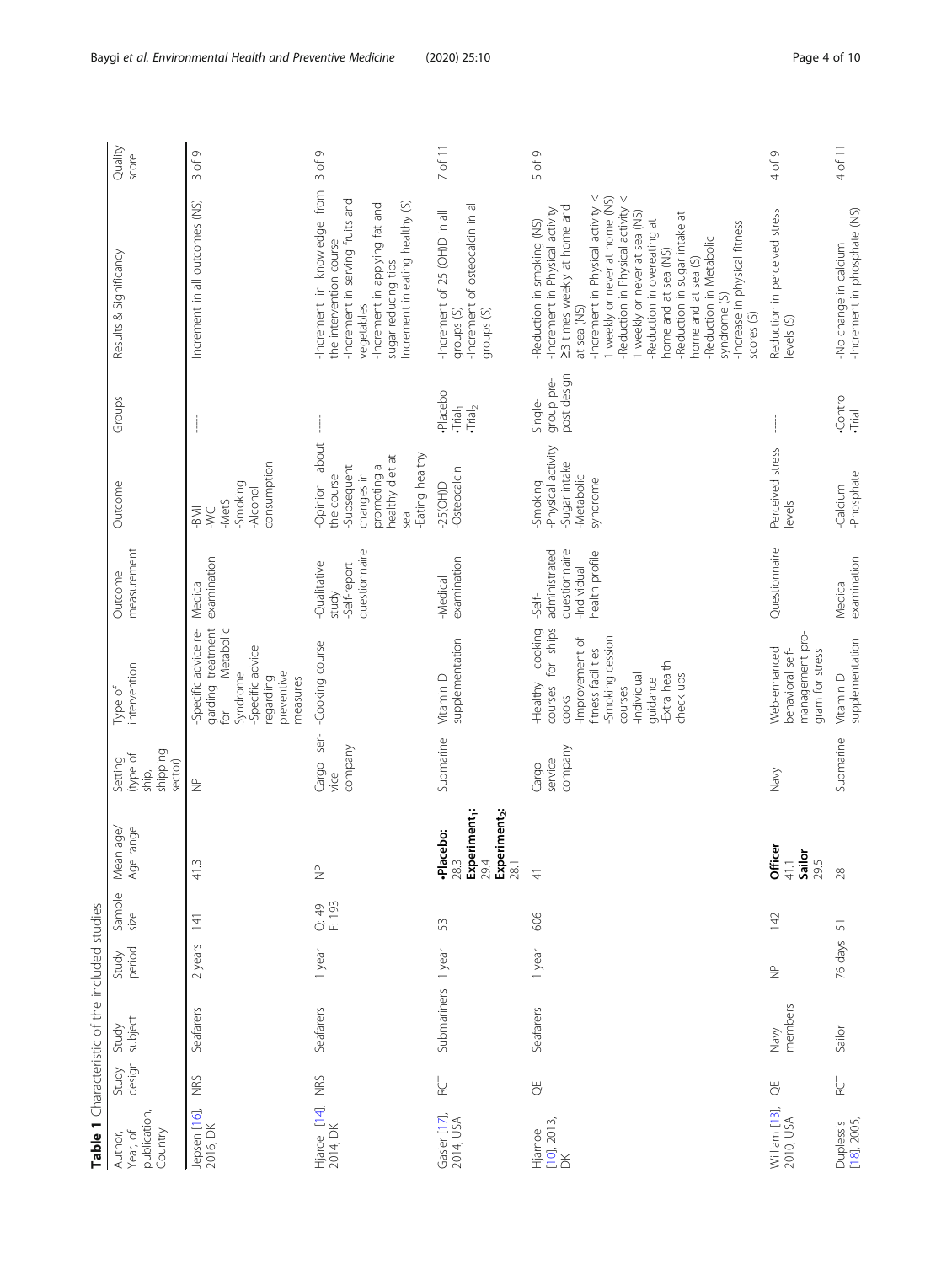**Table 1** Characteristic of the included studies

| Author, Year of publication, Country | Study design | Study subject | Study period | Sample size | Mean age/ Age range | Setting (type of ship, shipping sector) | Type of intervention | Outcome measurement | Outcome | Groups | Results & Significancy | Quality score |
|---|---|---|---|---|---|---|---|---|---|---|---|---|
| Jepsen [16], 2016, DK | NRS | Seafarers | 2 years | 141 | 41.3 | NP | -Specific advice regarding treatment for Metabolic Syndrome<br>-Specific advice regarding preventive measures | Medical examination | -BMI<br>-WC<br>-MetS<br>-Smoking<br>-Alcohol consumption | ---- | Increment in all outcomes (NS) | 3 of 9 |
| Hjarnoe [14], 2014, DK | NRS | Seafarers | 1 year | Q: 49<br>F: 193 | NP | Cargo service company | -Cooking course | -Qualitative study<br>-Self-report questionnaire | -Opinion about the course<br>-Subsequent changes in promoting a healthy diet at sea<br>-Eating healthy | ---- | -Increment in knowledge from the intervention course<br>-Increment in serving fruits and vegetables<br>-Increment in applying fat and sugar reducing tips<br>Increment in eating healthy (S) | 3 of 9 |
| Gasier [17], 2014, USA | RCT | Submariners | 1 year | 53 | •**Placebo:** 28.3<br>**Experiment$_1$:** 29.4<br>**Experiment$_2$:** 28.1 | Submarine | Vitamin D supplementation | -Medical examination | -25(OH)D<br>-Osteocalcin | •Placebo<br>•Trial$_1$<br>•Trial$_2$ | -Increment of 25 (OH)D in all groups (S)<br>-Increment of osteocalcin in all groups (S) | 7 of 11 |
| Hjarnoe [10], 2013, DK | QE | Seafarers | 1 year | 606 | 41 | Cargo service company | -Healthy cooking courses for ships cooks<br>-Improvement of fitness facilities<br>-Smoking cession courses<br>-Individual guidance<br>-Extra health check ups | -Self-administrated questionnaire<br>-Individual health profile | -Smoking<br>-Physical activity<br>-Sugar intake<br>-Metabolic syndrome | Single-group pre-post design | -Reduction in smoking (NS)<br>-Increment in Physical activity ≥3 times weekly at home and at sea (NS)<br>-Increment in Physical activity < 1 weekly or never at home (NS)<br>-Reduction in Physical activity < 1 weekly or never at sea (NS)<br>-Reduction in overeating at home and at sea (NS)<br>-Reduction in sugar intake at home and at sea (S)<br>-Reduction in Metabolic syndrome (S)<br>-Increase in physical fitness scores (S) | 5 of 9 |
| William [13], 2010, USA | QE | Navy members | NP | 142 | **Officer** 41.1<br>**Sailor** 29.5 | Navy | Web-enhanced behavioral self-management program for stress | Questionnaire | Perceived stress levels | ---- | Reduction in perceived stress levels (S) | 4 of 9 |
| Duplessis [18], 2005, | RCT | Sailor | 76 days | 51 | 28 | Submarine | Vitamin D supplementation | Medical examination | -Calcium<br>-Phosphate | •Control<br>•Trial | -No change in calcium<br>-Increment in phosphate (NS) | 4 of 11 |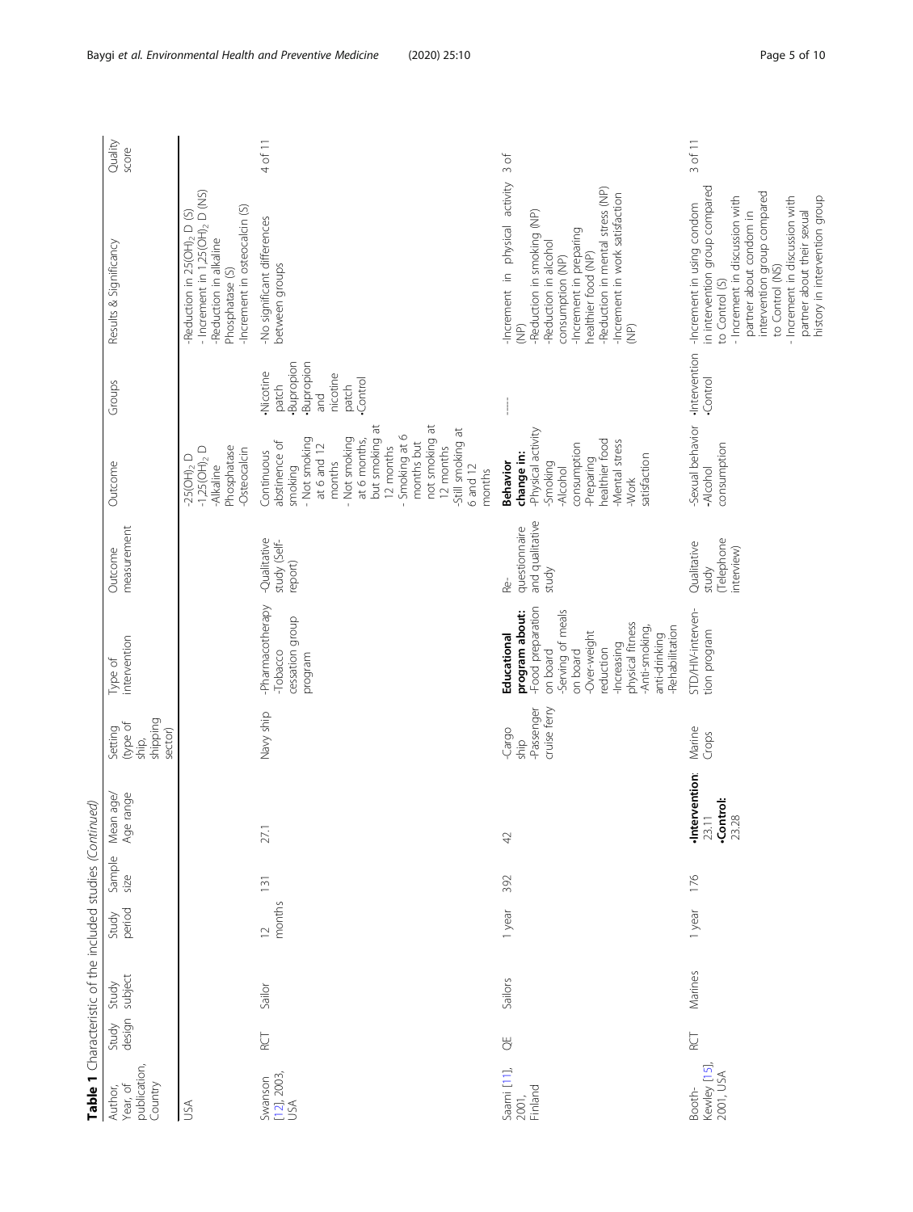**Table 1** Characteristic of the included studies *(Continued)*

| Author, Year, of publication, Country | Study design | Study subject | Study period | Sample size | Mean age/ Age range | Setting (type of ship, shipping sector) | Type of intervention | Outcome measurement | Outcome | Groups | Results & Significancy | Quality score |
|---|---|---|---|---|---|---|---|---|---|---|---|---|
| USA | | | | | | | | | -25(OH)$_2$ D<br>-1,25(OH)$_2$ D<br>-Alkaline Phosphatase<br>-Osteocalcin | | -Reduction in 25(OH)$_2$ D (S)<br>- Increment in 1,25(OH)$_2$ D (NS)<br>-Reduction in alkaline Phosphatase (S)<br>-Increment in osteocalcin (S) | |
| Swanson [12], 2003, USA | RCT | Sailor | 12 months | 131 | 27.1 | Navy ship | -Pharmacotherapy<br>-Tobacco cessation group program | -Qualitative study (Self-report) | Continuous abstinence of smoking<br>- Not smoking at 6 and 12 months<br>- Not smoking at 6 months, but smoking at 12 months<br>- Smoking at 6 months but not smoking at 12 months<br>-Still smoking at 6 and 12 months | •Nicotine patch<br>•Bupropion<br>•Bupropion and nicotine patch<br>•Control | -No significant differences between groups | 4 of 11 |
| Saarni [11], 2001, Finland | QE | Sailors | 1 year | 392 | 42 | -Cargo ship<br>-Passenger cruise ferry | **Educational program about:**<br>-Food preparation on board<br>-Serving of meals on board<br>-Over-weight reduction<br>-Increasing physical fitness<br>-Anti-smoking, anti-drinking<br>-Rehabilitation | Re-questionnaire and qualitative study | **Behavior change in:**<br>-Physical activity<br>-Smoking<br>-Alcohol consumption<br>-Preparing healthier food<br>-Mental stress<br>-Work satisfaction | ----- | -Increment in physical activity (NP)<br>-Reduction in smoking (NP)<br>-Reduction in alcohol consumption (NP)<br>-Increment in preparing healthier food (NP)<br>-Reduction in mental stress (NP)<br>-Increment in work satisfaction (NP) | 3 of |
| Booth-Kewley [15], 2001, USA | RCT | Marines | 1 year | 176 | •**Intervention**: 23.11<br>•**Control**: 23.28 | Marine Crops | STD/HIV-intervention program | Qualitative study (Telephone interview) | -Sexual behavior<br>-Alcohol consumption | •Intervention<br>•Control | -Increment in using condom in intervention group compared to Control (S)<br>- Increment in discussion with partner about condom in intervention group compared to Control (NS)<br>- Increment in discussion with partner about their sexual history in intervention group | 3 of 11 |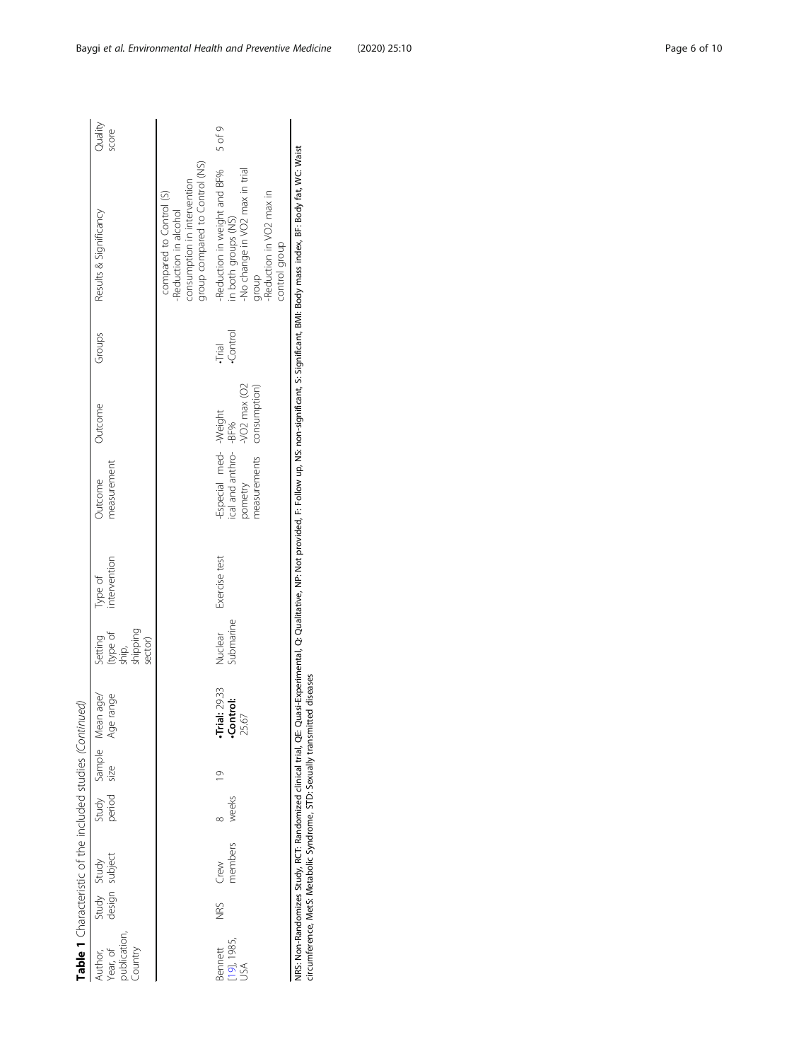**Table 1** Characteristic of the included studies *(Continued)*

| Author, Year, of publication, Country | Study design | Study subject | Study period | Sample size | Mean age/ Age range | Setting (type of ship, shipping sector) | Type of intervention | Outcome measurement | Outcome | Groups | Results & Significancy | Quality score |
|---|---|---|---|---|---|---|---|---|---|---|---|---|
| | | | | | | | | | | | compared to Control (S)<br>-Reduction in alcohol consumption in intervention group compared to Control (NS) | |
| Bennett [19], 1985, USA | NRS | Crew members | 8 weeks | 19 | •**Trial:** 29.33<br>•**Control:** 25.67 | Nuclear Submarine | Exercise test | -Especial medical and anthropometry measurements | -Weight<br>-BF%<br>-VO2 max (O2 consumption) | •Trial<br>•Control | -Reduction in weight and BF% in both groups (NS)<br>-No change in VO2 max in trial group<br>-Reduction in VO2 max in control group | 5 of 9 |

NRS: Non-Randomizes Study, RCT: Randomized clinical trial, QE: Quasi-Experimental, Q: Qualitative, NP: Not provided, F: Follow up, NS: non-significant, S: Significant, BMI: Body mass index, BF: Body fat, WC: Waist circumference, MetS: Metabolic Syndrome, STD: Sexually transmitted diseases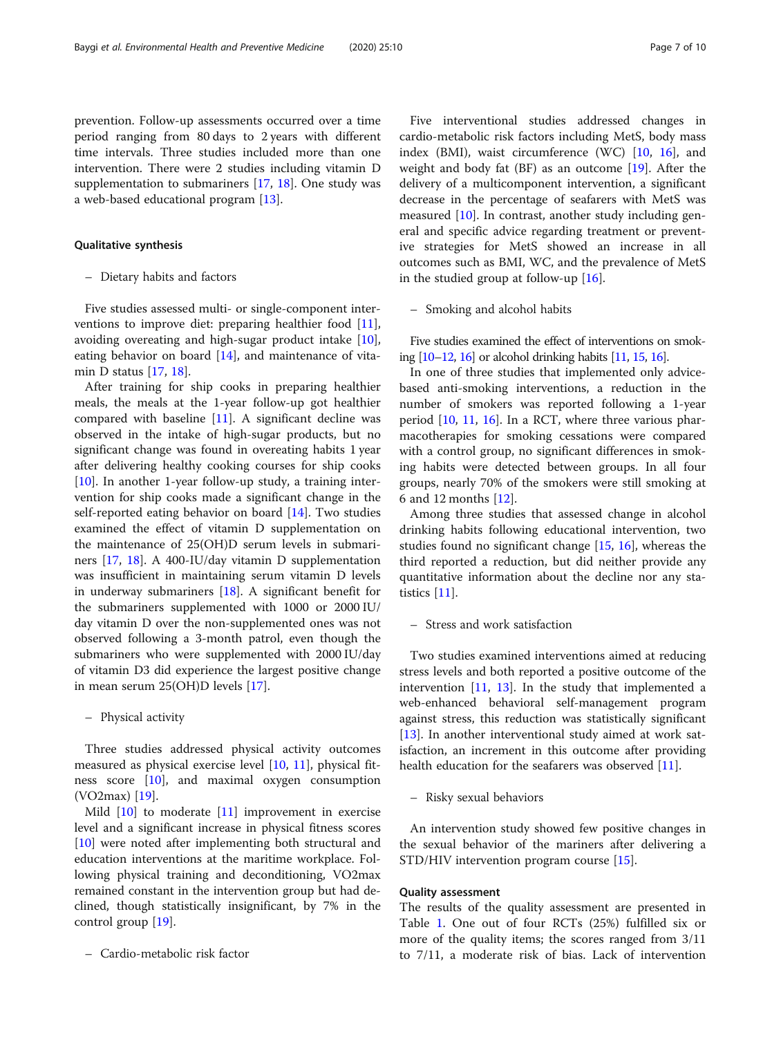prevention. Follow-up assessments occurred over a time period ranging from 80 days to 2 years with different time intervals. Three studies included more than one intervention. There were 2 studies including vitamin D supplementation to submariners [17, 18]. One study was a web-based educational program [13].

### Qualitative synthesis

– Dietary habits and factors

Five studies assessed multi- or single-component interventions to improve diet: preparing healthier food [11], avoiding overeating and high-sugar product intake [10], eating behavior on board [14], and maintenance of vitamin D status [17, 18].

After training for ship cooks in preparing healthier meals, the meals at the 1-year follow-up got healthier compared with baseline [11]. A significant decline was observed in the intake of high-sugar products, but no significant change was found in overeating habits 1 year after delivering healthy cooking courses for ship cooks [10]. In another 1-year follow-up study, a training intervention for ship cooks made a significant change in the self-reported eating behavior on board [14]. Two studies examined the effect of vitamin D supplementation on the maintenance of 25(OH)D serum levels in submariners [17, 18]. A 400-IU/day vitamin D supplementation was insufficient in maintaining serum vitamin D levels in underway submariners [18]. A significant benefit for the submariners supplemented with 1000 or 2000 IU/day vitamin D over the non-supplemented ones was not observed following a 3-month patrol, even though the submariners who were supplemented with 2000 IU/day of vitamin D3 did experience the largest positive change in mean serum 25(OH)D levels [17].

– Physical activity

Three studies addressed physical activity outcomes measured as physical exercise level [10, 11], physical fitness score [10], and maximal oxygen consumption (VO2max) [19].

Mild [10] to moderate [11] improvement in exercise level and a significant increase in physical fitness scores [10] were noted after implementing both structural and education interventions at the maritime workplace. Following physical training and deconditioning, VO2max remained constant in the intervention group but had declined, though statistically insignificant, by 7% in the control group [19].

– Cardio-metabolic risk factor

Five interventional studies addressed changes in cardio-metabolic risk factors including MetS, body mass index (BMI), waist circumference (WC) [10, 16], and weight and body fat (BF) as an outcome [19]. After the delivery of a multicomponent intervention, a significant decrease in the percentage of seafarers with MetS was measured [10]. In contrast, another study including general and specific advice regarding treatment or preventive strategies for MetS showed an increase in all outcomes such as BMI, WC, and the prevalence of MetS in the studied group at follow-up [16].

– Smoking and alcohol habits

Five studies examined the effect of interventions on smoking [10–12, 16] or alcohol drinking habits [11, 15, 16].

In one of three studies that implemented only advice-based anti-smoking interventions, a reduction in the number of smokers was reported following a 1-year period [10, 11, 16]. In a RCT, where three various pharmacotherapies for smoking cessations were compared with a control group, no significant differences in smoking habits were detected between groups. In all four groups, nearly 70% of the smokers were still smoking at 6 and 12 months [12].

Among three studies that assessed change in alcohol drinking habits following educational intervention, two studies found no significant change [15, 16], whereas the third reported a reduction, but did neither provide any quantitative information about the decline nor any statistics [11].

– Stress and work satisfaction

Two studies examined interventions aimed at reducing stress levels and both reported a positive outcome of the intervention [11, 13]. In the study that implemented a web-enhanced behavioral self-management program against stress, this reduction was statistically significant [13]. In another interventional study aimed at work satisfaction, an increment in this outcome after providing health education for the seafarers was observed [11].

– Risky sexual behaviors

An intervention study showed few positive changes in the sexual behavior of the mariners after delivering a STD/HIV intervention program course [15].

### Quality assessment

The results of the quality assessment are presented in Table 1. One out of four RCTs (25%) fulfilled six or more of the quality items; the scores ranged from 3/11 to 7/11, a moderate risk of bias. Lack of intervention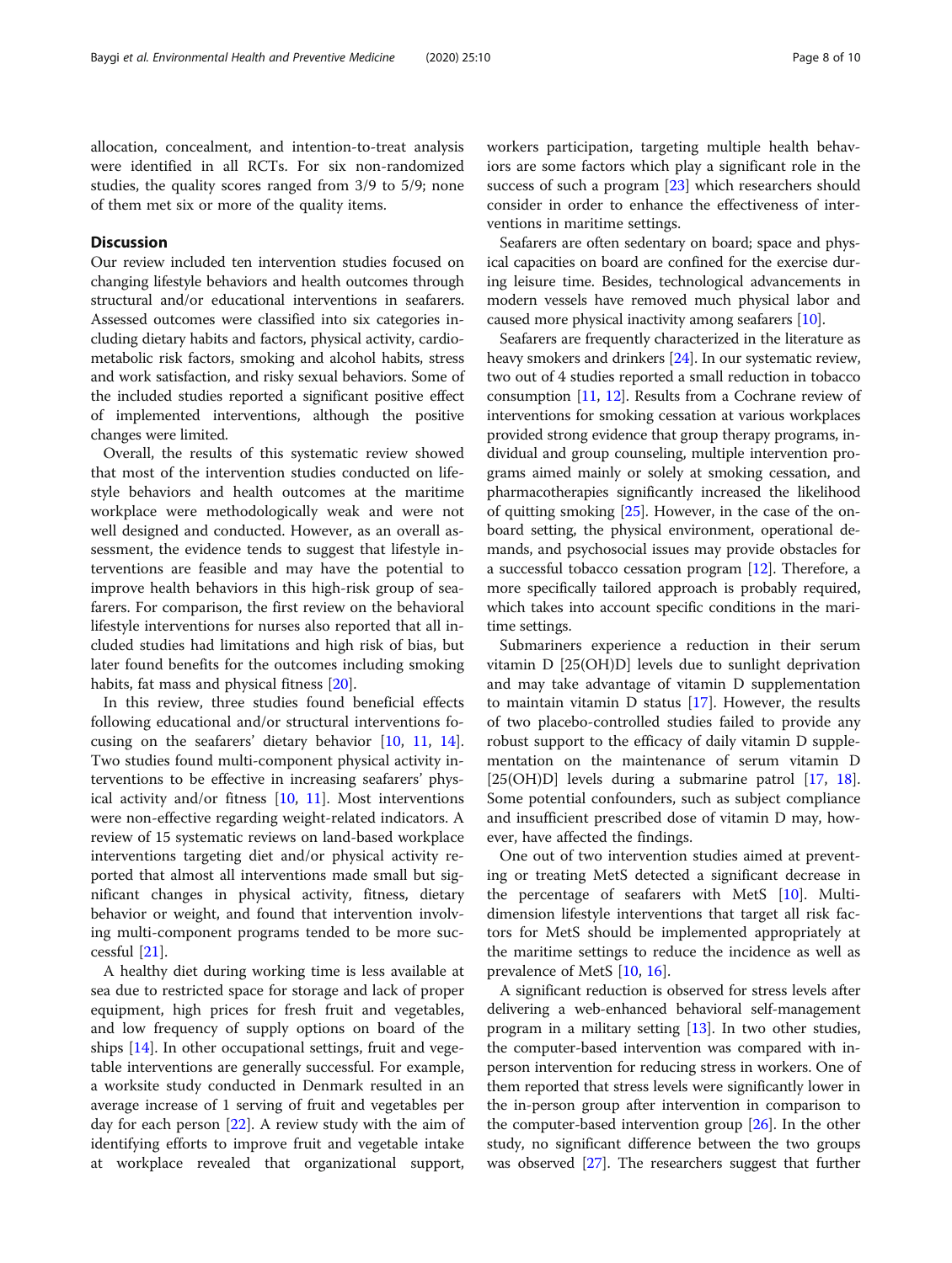allocation, concealment, and intention-to-treat analysis were identified in all RCTs. For six non-randomized studies, the quality scores ranged from 3/9 to 5/9; none of them met six or more of the quality items.

## Discussion

Our review included ten intervention studies focused on changing lifestyle behaviors and health outcomes through structural and/or educational interventions in seafarers. Assessed outcomes were classified into six categories including dietary habits and factors, physical activity, cardiometabolic risk factors, smoking and alcohol habits, stress and work satisfaction, and risky sexual behaviors. Some of the included studies reported a significant positive effect of implemented interventions, although the positive changes were limited.

Overall, the results of this systematic review showed that most of the intervention studies conducted on lifestyle behaviors and health outcomes at the maritime workplace were methodologically weak and were not well designed and conducted. However, as an overall assessment, the evidence tends to suggest that lifestyle interventions are feasible and may have the potential to improve health behaviors in this high-risk group of seafarers. For comparison, the first review on the behavioral lifestyle interventions for nurses also reported that all included studies had limitations and high risk of bias, but later found benefits for the outcomes including smoking habits, fat mass and physical fitness [20].

In this review, three studies found beneficial effects following educational and/or structural interventions focusing on the seafarers' dietary behavior [10, 11, 14]. Two studies found multi-component physical activity interventions to be effective in increasing seafarers' physical activity and/or fitness [10, 11]. Most interventions were non-effective regarding weight-related indicators. A review of 15 systematic reviews on land-based workplace interventions targeting diet and/or physical activity reported that almost all interventions made small but significant changes in physical activity, fitness, dietary behavior or weight, and found that intervention involving multi-component programs tended to be more successful [21].

A healthy diet during working time is less available at sea due to restricted space for storage and lack of proper equipment, high prices for fresh fruit and vegetables, and low frequency of supply options on board of the ships [14]. In other occupational settings, fruit and vegetable interventions are generally successful. For example, a worksite study conducted in Denmark resulted in an average increase of 1 serving of fruit and vegetables per day for each person [22]. A review study with the aim of identifying efforts to improve fruit and vegetable intake at workplace revealed that organizational support, workers participation, targeting multiple health behaviors are some factors which play a significant role in the success of such a program [23] which researchers should consider in order to enhance the effectiveness of interventions in maritime settings.

Seafarers are often sedentary on board; space and physical capacities on board are confined for the exercise during leisure time. Besides, technological advancements in modern vessels have removed much physical labor and caused more physical inactivity among seafarers [10].

Seafarers are frequently characterized in the literature as heavy smokers and drinkers [24]. In our systematic review, two out of 4 studies reported a small reduction in tobacco consumption [11, 12]. Results from a Cochrane review of interventions for smoking cessation at various workplaces provided strong evidence that group therapy programs, individual and group counseling, multiple intervention programs aimed mainly or solely at smoking cessation, and pharmacotherapies significantly increased the likelihood of quitting smoking [25]. However, in the case of the on-board setting, the physical environment, operational demands, and psychosocial issues may provide obstacles for a successful tobacco cessation program [12]. Therefore, a more specifically tailored approach is probably required, which takes into account specific conditions in the maritime settings.

Submariners experience a reduction in their serum vitamin D [25(OH)D] levels due to sunlight deprivation and may take advantage of vitamin D supplementation to maintain vitamin D status [17]. However, the results of two placebo-controlled studies failed to provide any robust support to the efficacy of daily vitamin D supplementation on the maintenance of serum vitamin D [25(OH)D] levels during a submarine patrol [17, 18]. Some potential confounders, such as subject compliance and insufficient prescribed dose of vitamin D may, however, have affected the findings.

One out of two intervention studies aimed at preventing or treating MetS detected a significant decrease in the percentage of seafarers with MetS [10]. Multi-dimension lifestyle interventions that target all risk factors for MetS should be implemented appropriately at the maritime settings to reduce the incidence as well as prevalence of MetS [10, 16].

A significant reduction is observed for stress levels after delivering a web-enhanced behavioral self-management program in a military setting [13]. In two other studies, the computer-based intervention was compared with in-person intervention for reducing stress in workers. One of them reported that stress levels were significantly lower in the in-person group after intervention in comparison to the computer-based intervention group [26]. In the other study, no significant difference between the two groups was observed [27]. The researchers suggest that further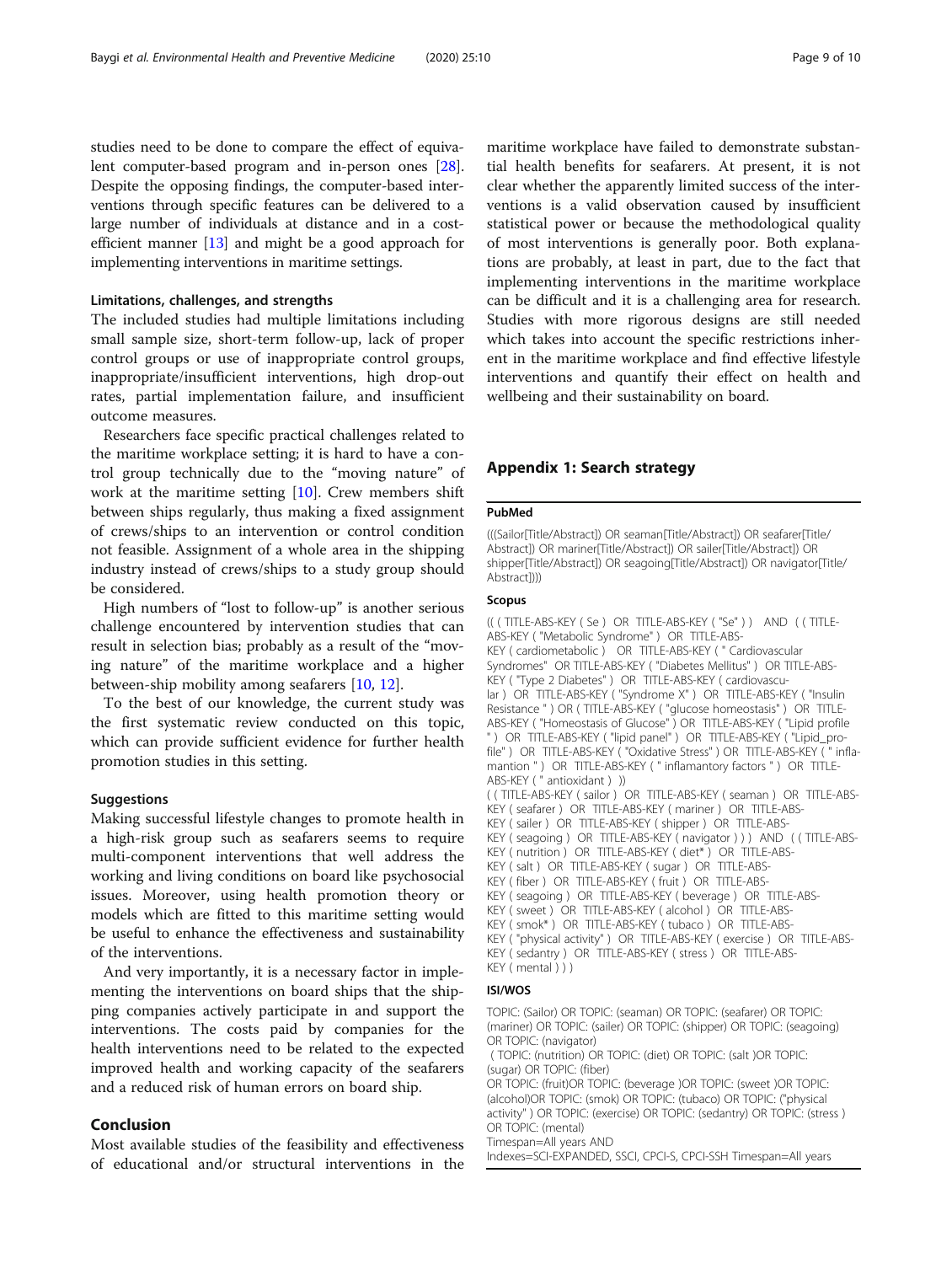studies need to be done to compare the effect of equivalent computer-based program and in-person ones [28]. Despite the opposing findings, the computer-based interventions through specific features can be delivered to a large number of individuals at distance and in a cost-efficient manner [13] and might be a good approach for implementing interventions in maritime settings.

### Limitations, challenges, and strengths

The included studies had multiple limitations including small sample size, short-term follow-up, lack of proper control groups or use of inappropriate control groups, inappropriate/insufficient interventions, high drop-out rates, partial implementation failure, and insufficient outcome measures.

Researchers face specific practical challenges related to the maritime workplace setting; it is hard to have a control group technically due to the "moving nature" of work at the maritime setting [10]. Crew members shift between ships regularly, thus making a fixed assignment of crews/ships to an intervention or control condition not feasible. Assignment of a whole area in the shipping industry instead of crews/ships to a study group should be considered.

High numbers of "lost to follow-up" is another serious challenge encountered by intervention studies that can result in selection bias; probably as a result of the "moving nature" of the maritime workplace and a higher between-ship mobility among seafarers [10, 12].

To the best of our knowledge, the current study was the first systematic review conducted on this topic, which can provide sufficient evidence for further health promotion studies in this setting.

### Suggestions

Making successful lifestyle changes to promote health in a high-risk group such as seafarers seems to require multi-component interventions that well address the working and living conditions on board like psychosocial issues. Moreover, using health promotion theory or models which are fitted to this maritime setting would be useful to enhance the effectiveness and sustainability of the interventions.

And very importantly, it is a necessary factor in implementing the interventions on board ships that the shipping companies actively participate in and support the interventions. The costs paid by companies for the health interventions need to be related to the expected improved health and working capacity of the seafarers and a reduced risk of human errors on board ship.

## Conclusion

Most available studies of the feasibility and effectiveness of educational and/or structural interventions in the maritime workplace have failed to demonstrate substantial health benefits for seafarers. At present, it is not clear whether the apparently limited success of the interventions is a valid observation caused by insufficient statistical power or because the methodological quality of most interventions is generally poor. Both explanations are probably, at least in part, due to the fact that implementing interventions in the maritime workplace can be difficult and it is a challenging area for research. Studies with more rigorous designs are still needed which takes into account the specific restrictions inherent in the maritime workplace and find effective lifestyle interventions and quantify their effect on health and wellbeing and their sustainability on board.

## Appendix 1: Search strategy

**PubMed**

(((Sailor[Title/Abstract]) OR seaman[Title/Abstract]) OR seafarer[Title/Abstract]) OR mariner[Title/Abstract]) OR sailer[Title/Abstract]) OR shipper[Title/Abstract]) OR seagoing[Title/Abstract]) OR navigator[Title/Abstract])))

**Scopus**

(( ( TITLE-ABS-KEY ( Se ) OR TITLE-ABS-KEY ( "Se" ) ) AND ( ( TITLE-ABS-KEY ( "Metabolic Syndrome" ) OR TITLE-ABS-KEY ( cardiometabolic ) OR TITLE-ABS-KEY ( " Cardiovascular Syndromes" OR TITLE-ABS-KEY ( "Diabetes Mellitus" ) OR TITLE-ABS-KEY ( "Type 2 Diabetes" ) OR TITLE-ABS-KEY ( cardiovascular ) OR TITLE-ABS-KEY ( "Syndrome X" ) OR TITLE-ABS-KEY ( "Insulin Resistance " ) OR ( TITLE-ABS-KEY ( "glucose homeostasis" ) OR TITLE-ABS-KEY ( "Homeostasis of Glucose" ) OR TITLE-ABS-KEY ( "Lipid profile " ) OR TITLE-ABS-KEY ( "lipid panel" ) OR TITLE-ABS-KEY ( "Lipid_profile" ) OR TITLE-ABS-KEY ( "Oxidative Stress" ) OR TITLE-ABS-KEY ( " inflamantion " ) OR TITLE-ABS-KEY ( " inflamantory factors " ) OR TITLE-ABS-KEY ( " antioxidant ) ))
( ( TITLE-ABS-KEY ( sailor ) OR TITLE-ABS-KEY ( seaman ) OR TITLE-ABS-KEY ( seafarer ) OR TITLE-ABS-KEY ( mariner ) OR TITLE-ABS-KEY ( sailer ) OR TITLE-ABS-KEY ( shipper ) OR TITLE-ABS-KEY ( seagoing ) OR TITLE-ABS-KEY ( navigator ) ) ) AND ( ( TITLE-ABS-KEY ( nutrition ) OR TITLE-ABS-KEY ( diet* ) OR TITLE-ABS-KEY ( salt ) OR TITLE-ABS-KEY ( sugar ) OR TITLE-ABS-KEY ( fiber ) OR TITLE-ABS-KEY ( fruit ) OR TITLE-ABS-KEY ( seagoing ) OR TITLE-ABS-KEY ( beverage ) OR TITLE-ABS-KEY ( sweet ) OR TITLE-ABS-KEY ( alcohol ) OR TITLE-ABS-KEY ( smok* ) OR TITLE-ABS-KEY ( tubaco ) OR TITLE-ABS-KEY ( "physical activity" ) OR TITLE-ABS-KEY ( exercise ) OR TITLE-ABS-KEY ( sedantry ) OR TITLE-ABS-KEY ( stress ) OR TITLE-ABS-KEY ( mental ) ) )

**ISI/WOS**

TOPIC: (Sailor) OR TOPIC: (seaman) OR TOPIC: (seafarer) OR TOPIC: (mariner) OR TOPIC: (sailer) OR TOPIC: (shipper) OR TOPIC: (seagoing) OR TOPIC: (navigator)
( TOPIC: (nutrition) OR TOPIC: (diet) OR TOPIC: (salt )OR TOPIC: (sugar) OR TOPIC: (fiber)
OR TOPIC: (fruit)OR TOPIC: (beverage )OR TOPIC: (sweet )OR TOPIC: (alcohol)OR TOPIC: (smok) OR TOPIC: (tubaco) OR TOPIC: ("physical activity" ) OR TOPIC: (exercise) OR TOPIC: (sedantry) OR TOPIC: (stress ) OR TOPIC: (mental)
Timespan=All years AND
Indexes=SCI-EXPANDED, SSCI, CPCI-S, CPCI-SSH Timespan=All years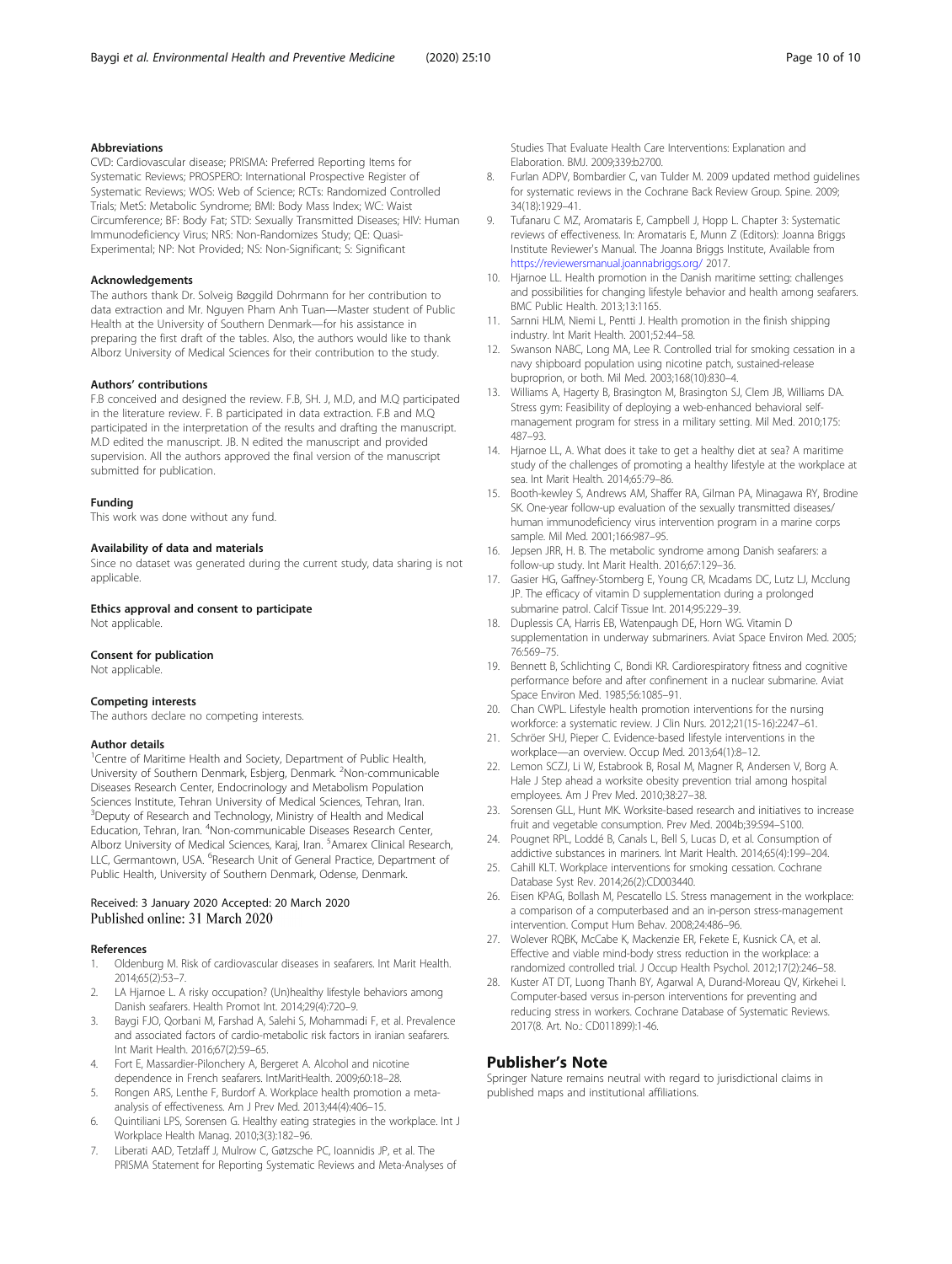#### Abbreviations

CVD: Cardiovascular disease; PRISMA: Preferred Reporting Items for Systematic Reviews; PROSPERO: International Prospective Register of Systematic Reviews; WOS: Web of Science; RCTs: Randomized Controlled Trials; MetS: Metabolic Syndrome; BMI: Body Mass Index; WC: Waist Circumference; BF: Body Fat; STD: Sexually Transmitted Diseases; HIV: Human Immunodeficiency Virus; NRS: Non-Randomizes Study; QE: Quasi-Experimental; NP: Not Provided; NS: Non-Significant; S: Significant

#### Acknowledgements

The authors thank Dr. Solveig Bøggild Dohrmann for her contribution to data extraction and Mr. Nguyen Pham Anh Tuan—Master student of Public Health at the University of Southern Denmark—for his assistance in preparing the first draft of the tables. Also, the authors would like to thank Alborz University of Medical Sciences for their contribution to the study.

#### Authors' contributions

F.B conceived and designed the review. F.B, SH. J, M.D, and M.Q participated in the literature review. F. B participated in data extraction. F.B and M.Q participated in the interpretation of the results and drafting the manuscript. M.D edited the manuscript. JB. N edited the manuscript and provided supervision. All the authors approved the final version of the manuscript submitted for publication.

#### Funding

This work was done without any fund.

#### Availability of data and materials

Since no dataset was generated during the current study, data sharing is not applicable.

#### Ethics approval and consent to participate

Not applicable.

#### Consent for publication

Not applicable.

#### Competing interests

The authors declare no competing interests.

#### Author details

[1]Centre of Maritime Health and Society, Department of Public Health, University of Southern Denmark, Esbjerg, Denmark. [2]Non-communicable Diseases Research Center, Endocrinology and Metabolism Population Sciences Institute, Tehran University of Medical Sciences, Tehran, Iran. [3]Deputy of Research and Technology, Ministry of Health and Medical Education, Tehran, Iran. [4]Non-communicable Diseases Research Center, Alborz University of Medical Sciences, Karaj, Iran. [5]Amarex Clinical Research, LLC, Germantown, USA. [6]Research Unit of General Practice, Department of Public Health, University of Southern Denmark, Odense, Denmark.

Received: 3 January 2020 Accepted: 20 March 2020
Published online: 31 March 2020

#### References

1. Oldenburg M. Risk of cardiovascular diseases in seafarers. Int Marit Health. 2014;65(2):53–7.
2. LA Hjarnoe L. A risky occupation? (Un)healthy lifestyle behaviors among Danish seafarers. Health Promot Int. 2014;29(4):720–9.
3. Baygi FJO, Qorbani M, Farshad A, Salehi S, Mohammadi F, et al. Prevalence and associated factors of cardio-metabolic risk factors in iranian seafarers. Int Marit Health. 2016;67(2):59–65.
4. Fort E, Massardier-Pilonchery A, Bergeret A. Alcohol and nicotine dependence in French seafarers. IntMaritHealth. 2009;60:18–28.
5. Rongen ARS, Lenthe F, Burdorf A. Workplace health promotion a meta-analysis of effectiveness. Am J Prev Med. 2013;44(4):406–15.
6. Quintiliani LPS, Sorensen G. Healthy eating strategies in the workplace. Int J Workplace Health Manag. 2010;3(3):182–96.
7. Liberati AAD, Tetzlaff J, Mulrow C, Gøtzsche PC, Ioannidis JP, et al. The PRISMA Statement for Reporting Systematic Reviews and Meta-Analyses of Studies That Evaluate Health Care Interventions: Explanation and Elaboration. BMJ. 2009;339:b2700.
8. Furlan ADPV, Bombardier C, van Tulder M. 2009 updated method guidelines for systematic reviews in the Cochrane Back Review Group. Spine. 2009; 34(18):1929–41.
9. Tufanaru C MZ, Aromataris E, Campbell J, Hopp L. Chapter 3: Systematic reviews of effectiveness. In: Aromataris E, Munn Z (Editors): Joanna Briggs Institute Reviewer's Manual. The Joanna Briggs Institute, Available from https://reviewersmanual.joannabriggs.org/ 2017.
10. Hjarnoe LL. Health promotion in the Danish maritime setting: challenges and possibilities for changing lifestyle behavior and health among seafarers. BMC Public Health. 2013;13:1165.
11. Sarnni HLM, Niemi L, Pentti J. Health promotion in the finish shipping industry. Int Marit Health. 2001;52:44–58.
12. Swanson NABC, Long MA, Lee R. Controlled trial for smoking cessation in a navy shipboard population using nicotine patch, sustained-release buproprion, or both. Mil Med. 2003;168(10):830–4.
13. Williams A, Hagerty B, Brasington M, Brasington SJ, Clem JB, Williams DA. Stress gym: Feasibility of deploying a web-enhanced behavioral self-management program for stress in a military setting. Mil Med. 2010;175: 487–93.
14. Hjarnoe LL, A. What does it take to get a healthy diet at sea? A maritime study of the challenges of promoting a healthy lifestyle at the workplace at sea. Int Marit Health. 2014;65:79–86.
15. Booth-kewley S, Andrews AM, Shaffer RA, Gilman PA, Minagawa RY, Brodine SK. One-year follow-up evaluation of the sexually transmitted diseases/ human immunodeficiency virus intervention program in a marine corps sample. Mil Med. 2001;166:987–95.
16. Jepsen JRR, H. B. The metabolic syndrome among Danish seafarers: a follow-up study. Int Marit Health. 2016;67:129–36.
17. Gasier HG, Gaffney-Stomberg E, Young CR, Mcadams DC, Lutz LJ, Mcclung JP. The efficacy of vitamin D supplementation during a prolonged submarine patrol. Calcif Tissue Int. 2014;95:229–39.
18. Duplessis CA, Harris EB, Watenpaugh DE, Horn WG. Vitamin D supplementation in underway submariners. Aviat Space Environ Med. 2005; 76:569–75.
19. Bennett B, Schlichting C, Bondi KR. Cardiorespiratory fitness and cognitive performance before and after confinement in a nuclear submarine. Aviat Space Environ Med. 1985;56:1085–91.
20. Chan CWPL. Lifestyle health promotion interventions for the nursing workforce: a systematic review. J Clin Nurs. 2012;21(15-16):2247–61.
21. Schröer SHJ, Pieper C. Evidence-based lifestyle interventions in the workplace—an overview. Occup Med. 2013;64(1):8–12.
22. Lemon SCZJ, Li W, Estabrook B, Rosal M, Magner R, Andersen V, Borg A. Hale J Step ahead a worksite obesity prevention trial among hospital employees. Am J Prev Med. 2010;38:27–38.
23. Sorensen GLL, Hunt MK. Worksite-based research and initiatives to increase fruit and vegetable consumption. Prev Med. 2004b;39:S94–S100.
24. Pougnet RPL, Loddé B, Canals L, Bell S, Lucas D, et al. Consumption of addictive substances in mariners. Int Marit Health. 2014;65(4):199–204.
25. Cahill KLT. Workplace interventions for smoking cessation. Cochrane Database Syst Rev. 2014;26(2):CD003440.
26. Eisen KPAG, Bollash M, Pescatello LS. Stress management in the workplace: a comparison of a computerbased and an in-person stress-management intervention. Comput Hum Behav. 2008;24:486–96.
27. Wolever RQBK, McCabe K, Mackenzie ER, Fekete E, Kusnick CA, et al. Effective and viable mind-body stress reduction in the workplace: a randomized controlled trial. J Occup Health Psychol. 2012;17(2):246–58.
28. Kuster AT DT, Luong Thanh BY, Agarwal A, Durand-Moreau QV, Kirkehei I. Computer-based versus in-person interventions for preventing and reducing stress in workers. Cochrane Database of Systematic Reviews. 2017(8. Art. No.: CD011899):1-46.

## Publisher's Note

Springer Nature remains neutral with regard to jurisdictional claims in published maps and institutional affiliations.